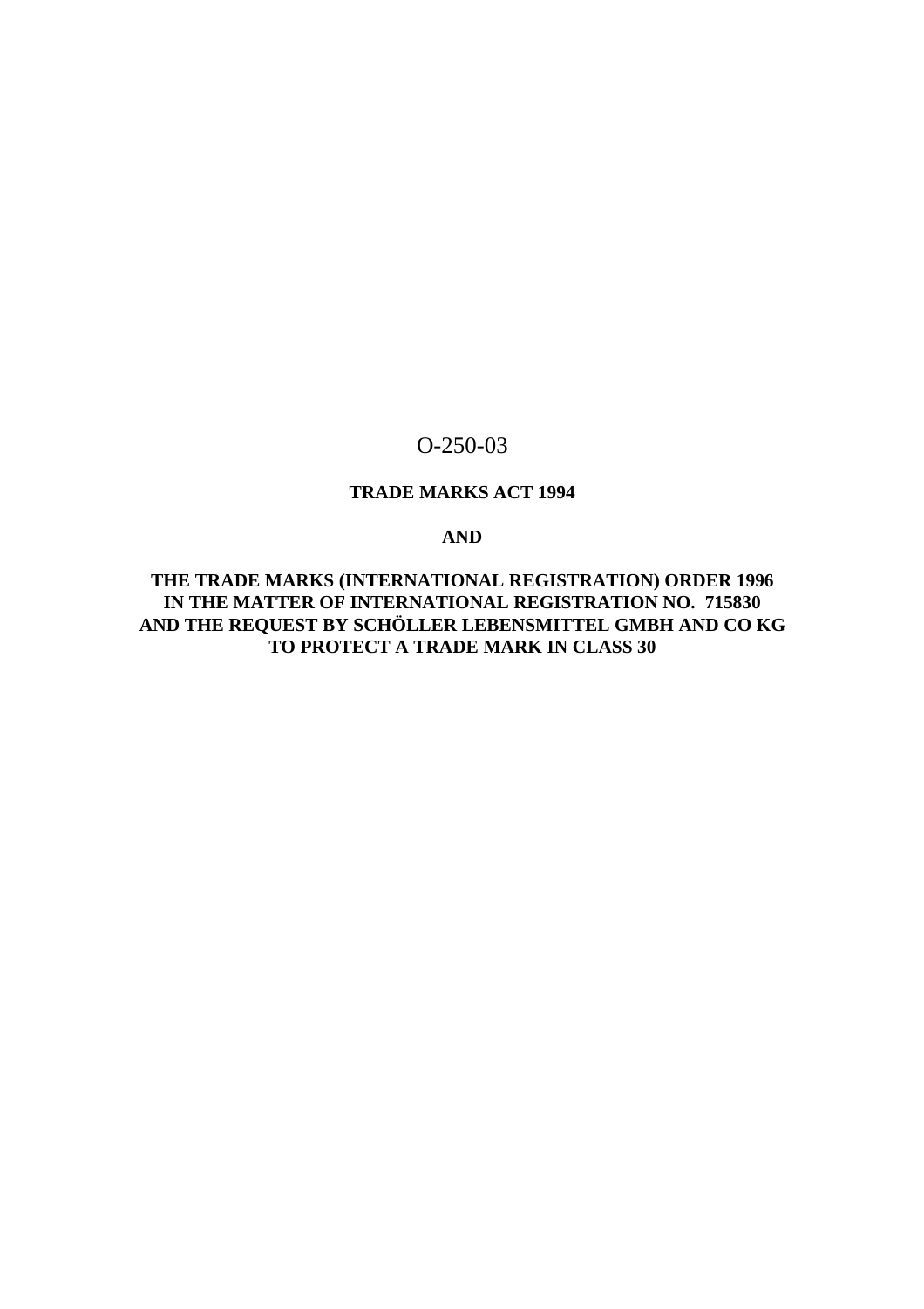O-250-03

**TRADE MARKS ACT 1994**

**AND**

**THE TRADE MARKS (INTERNATIONAL REGISTRATION) ORDER 1996**
**IN THE MATTER OF INTERNATIONAL REGISTRATION NO. 715830**
**AND THE REQUEST BY SCHÖLLER LEBENSMITTEL GMBH AND CO KG**
**TO PROTECT A TRADE MARK IN CLASS 30**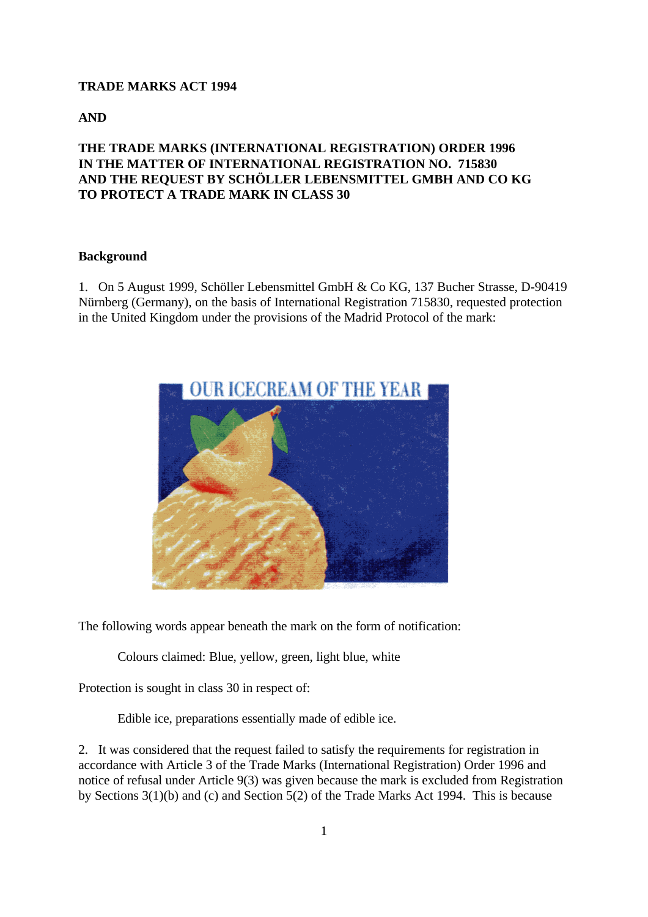**TRADE MARKS ACT 1994**

**AND**

**THE TRADE MARKS (INTERNATIONAL REGISTRATION) ORDER 1996**
**IN THE MATTER OF INTERNATIONAL REGISTRATION NO. 715830**
**AND THE REQUEST BY SCHÖLLER LEBENSMITTEL GMBH AND CO KG**
**TO PROTECT A TRADE MARK IN CLASS 30**

**Background**

1. On 5 August 1999, Schöller Lebensmittel GmbH & Co KG, 137 Bucher Strasse, D-90419 Nürnberg (Germany), on the basis of International Registration 715830, requested protection in the United Kingdom under the provisions of the Madrid Protocol of the mark:

The following words appear beneath the mark on the form of notification:

> Colours claimed: Blue, yellow, green, light blue, white

Protection is sought in class 30 in respect of:

> Edible ice, preparations essentially made of edible ice.

2. It was considered that the request failed to satisfy the requirements for registration in accordance with Article 3 of the Trade Marks (International Registration) Order 1996 and notice of refusal under Article 9(3) was given because the mark is excluded from Registration by Sections 3(1)(b) and (c) and Section 5(2) of the Trade Marks Act 1994. This is because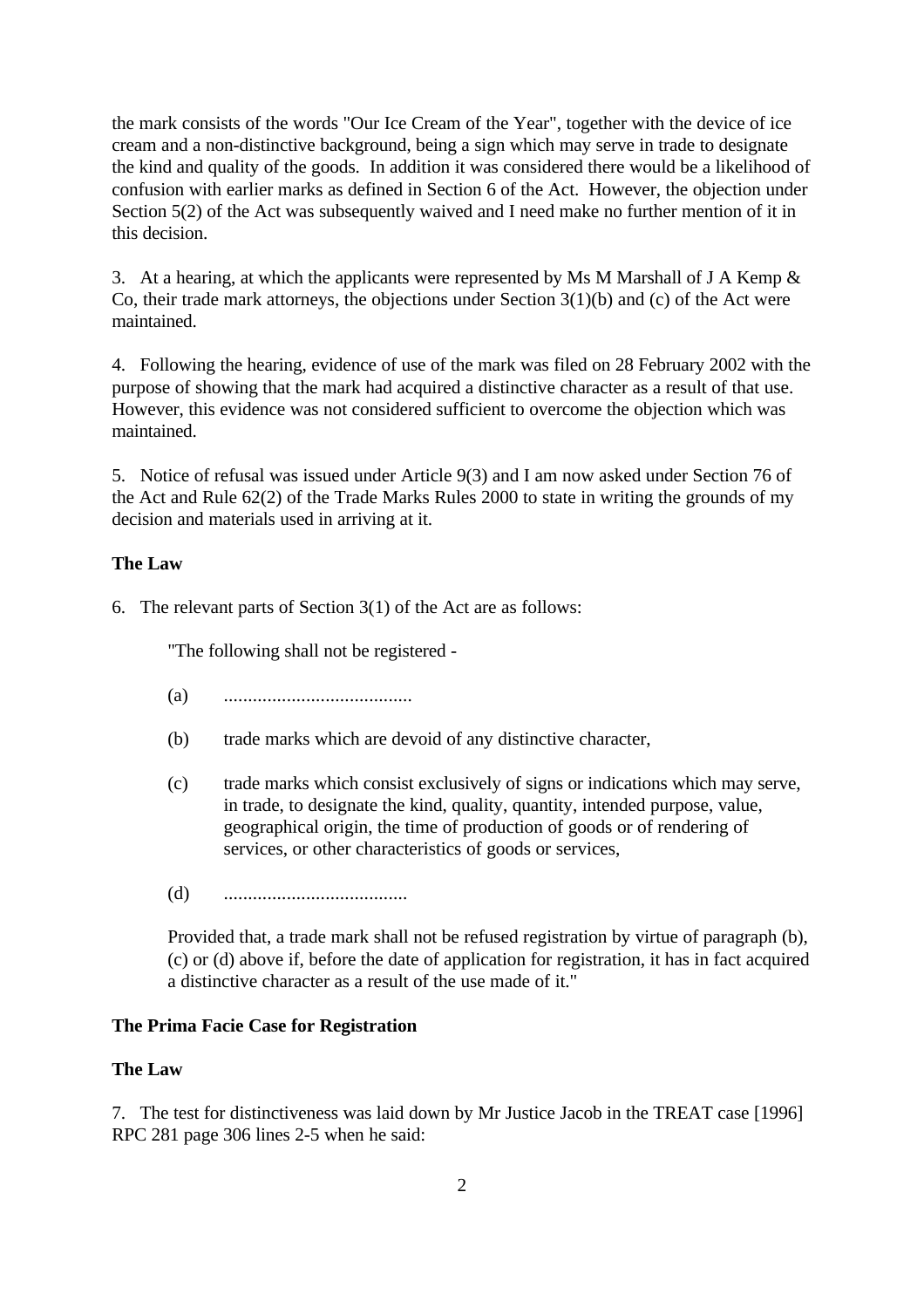the mark consists of the words "Our Ice Cream of the Year", together with the device of ice cream and a non-distinctive background, being a sign which may serve in trade to designate the kind and quality of the goods. In addition it was considered there would be a likelihood of confusion with earlier marks as defined in Section 6 of the Act. However, the objection under Section 5(2) of the Act was subsequently waived and I need make no further mention of it in this decision.

3. At a hearing, at which the applicants were represented by Ms M Marshall of J A Kemp & Co, their trade mark attorneys, the objections under Section 3(1)(b) and (c) of the Act were maintained.

4. Following the hearing, evidence of use of the mark was filed on 28 February 2002 with the purpose of showing that the mark had acquired a distinctive character as a result of that use. However, this evidence was not considered sufficient to overcome the objection which was maintained.

5. Notice of refusal was issued under Article 9(3) and I am now asked under Section 76 of the Act and Rule 62(2) of the Trade Marks Rules 2000 to state in writing the grounds of my decision and materials used in arriving at it.

**The Law**

6. The relevant parts of Section 3(1) of the Act are as follows:

> "The following shall not be registered -
>
> (a) .......................................
>
> (b) trade marks which are devoid of any distinctive character,
>
> (c) trade marks which consist exclusively of signs or indications which may serve, in trade, to designate the kind, quality, quantity, intended purpose, value, geographical origin, the time of production of goods or of rendering of services, or other characteristics of goods or services,
>
> (d) ......................................
>
> Provided that, a trade mark shall not be refused registration by virtue of paragraph (b), (c) or (d) above if, before the date of application for registration, it has in fact acquired a distinctive character as a result of the use made of it."

**The Prima Facie Case for Registration**

**The Law**

7. The test for distinctiveness was laid down by Mr Justice Jacob in the TREAT case [1996] RPC 281 page 306 lines 2-5 when he said: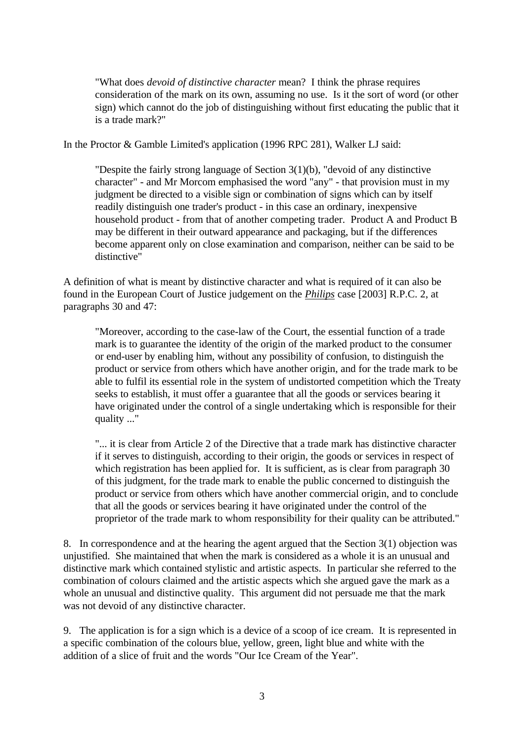> "What does *devoid of distinctive character* mean? I think the phrase requires consideration of the mark on its own, assuming no use. Is it the sort of word (or other sign) which cannot do the job of distinguishing without first educating the public that it is a trade mark?"

In the Proctor & Gamble Limited's application (1996 RPC 281), Walker LJ said:

> "Despite the fairly strong language of Section 3(1)(b), "devoid of any distinctive character" - and Mr Morcom emphasised the word "any" - that provision must in my judgment be directed to a visible sign or combination of signs which can by itself readily distinguish one trader's product - in this case an ordinary, inexpensive household product - from that of another competing trader. Product A and Product B may be different in their outward appearance and packaging, but if the differences become apparent only on close examination and comparison, neither can be said to be distinctive"

A definition of what is meant by distinctive character and what is required of it can also be found in the European Court of Justice judgement on the ***Philips*** case [2003] R.P.C. 2, at paragraphs 30 and 47:

> "Moreover, according to the case-law of the Court, the essential function of a trade mark is to guarantee the identity of the origin of the marked product to the consumer or end-user by enabling him, without any possibility of confusion, to distinguish the product or service from others which have another origin, and for the trade mark to be able to fulfil its essential role in the system of undistorted competition which the Treaty seeks to establish, it must offer a guarantee that all the goods or services bearing it have originated under the control of a single undertaking which is responsible for their quality ..."
>
> "... it is clear from Article 2 of the Directive that a trade mark has distinctive character if it serves to distinguish, according to their origin, the goods or services in respect of which registration has been applied for. It is sufficient, as is clear from paragraph 30 of this judgment, for the trade mark to enable the public concerned to distinguish the product or service from others which have another commercial origin, and to conclude that all the goods or services bearing it have originated under the control of the proprietor of the trade mark to whom responsibility for their quality can be attributed."

8. In correspondence and at the hearing the agent argued that the Section 3(1) objection was unjustified. She maintained that when the mark is considered as a whole it is an unusual and distinctive mark which contained stylistic and artistic aspects. In particular she referred to the combination of colours claimed and the artistic aspects which she argued gave the mark as a whole an unusual and distinctive quality. This argument did not persuade me that the mark was not devoid of any distinctive character.

9. The application is for a sign which is a device of a scoop of ice cream. It is represented in a specific combination of the colours blue, yellow, green, light blue and white with the addition of a slice of fruit and the words "Our Ice Cream of the Year".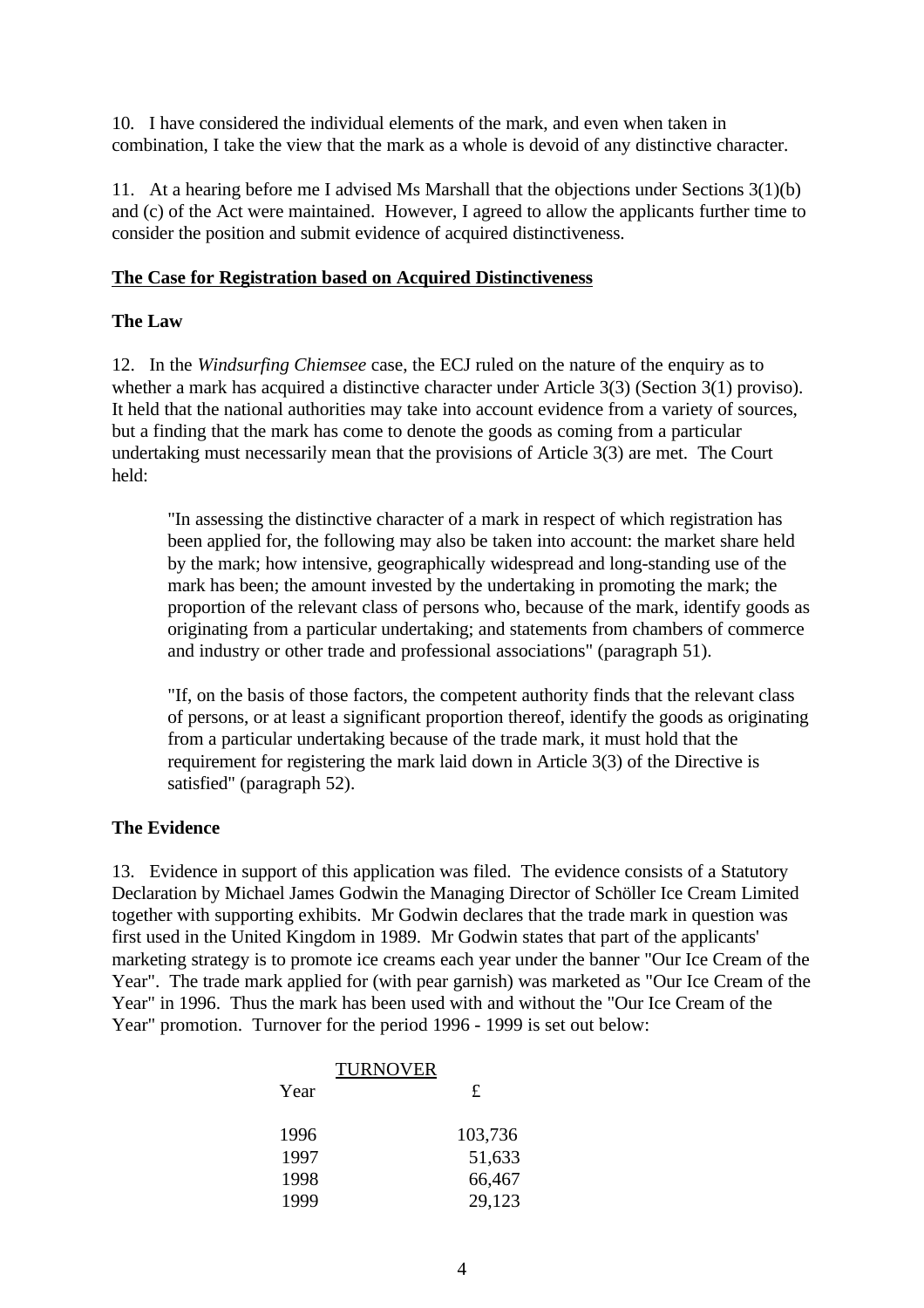10. I have considered the individual elements of the mark, and even when taken in combination, I take the view that the mark as a whole is devoid of any distinctive character.

11. At a hearing before me I advised Ms Marshall that the objections under Sections 3(1)(b) and (c) of the Act were maintained. However, I agreed to allow the applicants further time to consider the position and submit evidence of acquired distinctiveness.

**The Case for Registration based on Acquired Distinctiveness**

**The Law**

12. In the *Windsurfing Chiemsee* case, the ECJ ruled on the nature of the enquiry as to whether a mark has acquired a distinctive character under Article 3(3) (Section 3(1) proviso). It held that the national authorities may take into account evidence from a variety of sources, but a finding that the mark has come to denote the goods as coming from a particular undertaking must necessarily mean that the provisions of Article 3(3) are met. The Court held:

> "In assessing the distinctive character of a mark in respect of which registration has been applied for, the following may also be taken into account: the market share held by the mark; how intensive, geographically widespread and long-standing use of the mark has been; the amount invested by the undertaking in promoting the mark; the proportion of the relevant class of persons who, because of the mark, identify goods as originating from a particular undertaking; and statements from chambers of commerce and industry or other trade and professional associations" (paragraph 51).
>
> "If, on the basis of those factors, the competent authority finds that the relevant class of persons, or at least a significant proportion thereof, identify the goods as originating from a particular undertaking because of the trade mark, it must hold that the requirement for registering the mark laid down in Article 3(3) of the Directive is satisfied" (paragraph 52).

**The Evidence**

13. Evidence in support of this application was filed. The evidence consists of a Statutory Declaration by Michael James Godwin the Managing Director of Schöller Ice Cream Limited together with supporting exhibits. Mr Godwin declares that the trade mark in question was first used in the United Kingdom in 1989. Mr Godwin states that part of the applicants' marketing strategy is to promote ice creams each year under the banner "Our Ice Cream of the Year". The trade mark applied for (with pear garnish) was marketed as "Our Ice Cream of the Year" in 1996. Thus the mark has been used with and without the "Our Ice Cream of the Year" promotion. Turnover for the period 1996 - 1999 is set out below:

| TURNOVER | |
|---|---|
| Year | £ |
| 1996 | 103,736 |
| 1997 | 51,633 |
| 1998 | 66,467 |
| 1999 | 29,123 |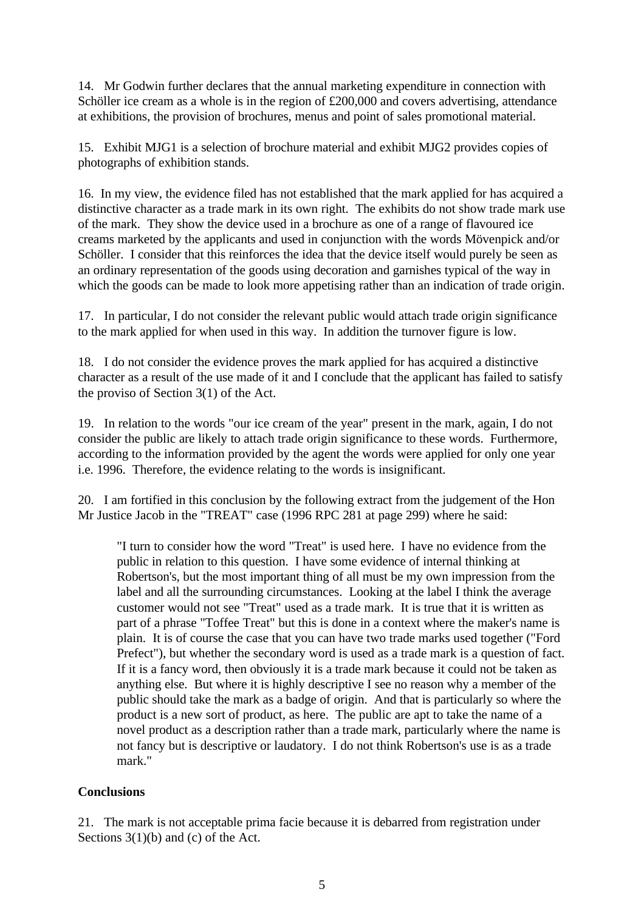14. Mr Godwin further declares that the annual marketing expenditure in connection with Schöller ice cream as a whole is in the region of £200,000 and covers advertising, attendance at exhibitions, the provision of brochures, menus and point of sales promotional material.

15. Exhibit MJG1 is a selection of brochure material and exhibit MJG2 provides copies of photographs of exhibition stands.

16. In my view, the evidence filed has not established that the mark applied for has acquired a distinctive character as a trade mark in its own right. The exhibits do not show trade mark use of the mark. They show the device used in a brochure as one of a range of flavoured ice creams marketed by the applicants and used in conjunction with the words Mövenpick and/or Schöller. I consider that this reinforces the idea that the device itself would purely be seen as an ordinary representation of the goods using decoration and garnishes typical of the way in which the goods can be made to look more appetising rather than an indication of trade origin.

17. In particular, I do not consider the relevant public would attach trade origin significance to the mark applied for when used in this way. In addition the turnover figure is low.

18. I do not consider the evidence proves the mark applied for has acquired a distinctive character as a result of the use made of it and I conclude that the applicant has failed to satisfy the proviso of Section 3(1) of the Act.

19. In relation to the words "our ice cream of the year" present in the mark, again, I do not consider the public are likely to attach trade origin significance to these words. Furthermore, according to the information provided by the agent the words were applied for only one year i.e. 1996. Therefore, the evidence relating to the words is insignificant.

20. I am fortified in this conclusion by the following extract from the judgement of the Hon Mr Justice Jacob in the "TREAT" case (1996 RPC 281 at page 299) where he said:

> "I turn to consider how the word "Treat" is used here. I have no evidence from the public in relation to this question. I have some evidence of internal thinking at Robertson's, but the most important thing of all must be my own impression from the label and all the surrounding circumstances. Looking at the label I think the average customer would not see "Treat" used as a trade mark. It is true that it is written as part of a phrase "Toffee Treat" but this is done in a context where the maker's name is plain. It is of course the case that you can have two trade marks used together ("Ford Prefect"), but whether the secondary word is used as a trade mark is a question of fact. If it is a fancy word, then obviously it is a trade mark because it could not be taken as anything else. But where it is highly descriptive I see no reason why a member of the public should take the mark as a badge of origin. And that is particularly so where the product is a new sort of product, as here. The public are apt to take the name of a novel product as a description rather than a trade mark, particularly where the name is not fancy but is descriptive or laudatory. I do not think Robertson's use is as a trade mark."

**Conclusions**

21. The mark is not acceptable prima facie because it is debarred from registration under Sections 3(1)(b) and (c) of the Act.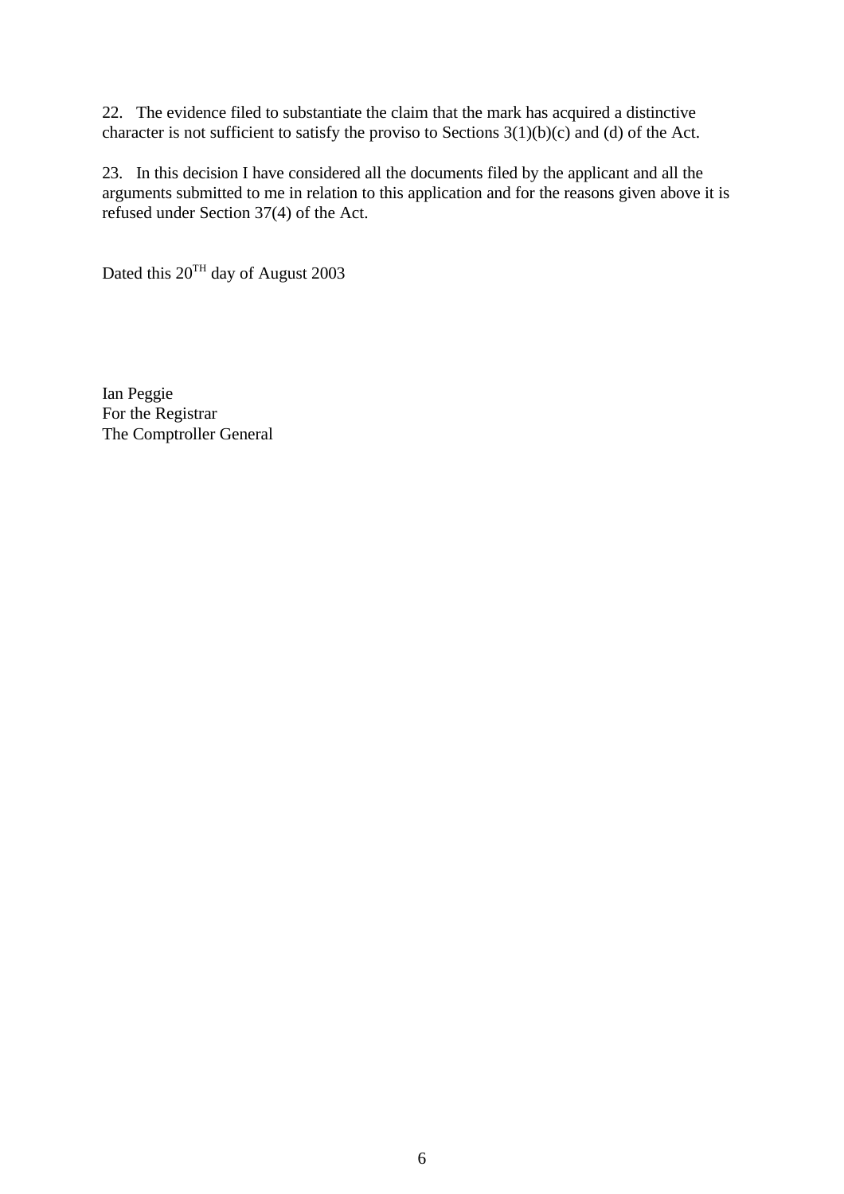22. The evidence filed to substantiate the claim that the mark has acquired a distinctive character is not sufficient to satisfy the proviso to Sections 3(1)(b)(c) and (d) of the Act.

23. In this decision I have considered all the documents filed by the applicant and all the arguments submitted to me in relation to this application and for the reasons given above it is refused under Section 37(4) of the Act.

Dated this 20TH day of August 2003

Ian Peggie
For the Registrar
The Comptroller General